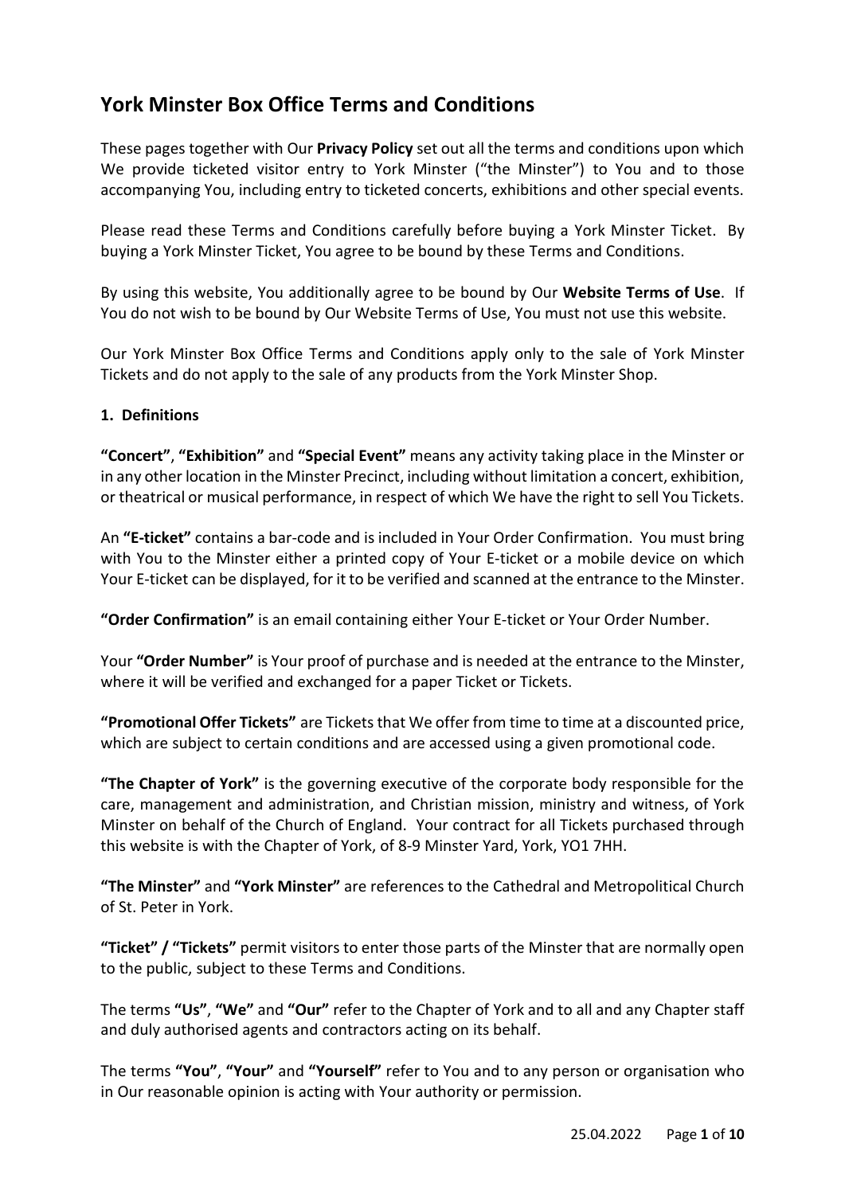# York Minster Box Office Terms and Conditions

These pages together with Our **Privacy Policy** set out all the terms and conditions upon which We provide ticketed visitor entry to York Minster ("the Minster") to You and to those accompanying You, including entry to ticketed concerts, exhibitions and other special events.

Please read these Terms and Conditions carefully before buying a York Minster Ticket. By buying a York Minster Ticket, You agree to be bound by these Terms and Conditions.

By using this website, You additionally agree to be bound by Our **Website Terms of Use**. If You do not wish to be bound by Our Website Terms of Use, You must not use this website.

Our York Minster Box Office Terms and Conditions apply only to the sale of York Minster Tickets and do not apply to the sale of any products from the York Minster Shop.

## 1. Definitions

**"Concert"**, **"Exhibition"** and **"Special Event"** means any activity taking place in the Minster or in any other location in the Minster Precinct, including without limitation a concert, exhibition, or theatrical or musical performance, in respect of which We have the right to sell You Tickets.

An **"E-ticket"** contains a bar-code and is included in Your Order Confirmation. You must bring with You to the Minster either a printed copy of Your E-ticket or a mobile device on which Your E-ticket can be displayed, for it to be verified and scanned at the entrance to the Minster.

**"Order Confirmation"** is an email containing either Your E-ticket or Your Order Number.

Your **"Order Number"** is Your proof of purchase and is needed at the entrance to the Minster, where it will be verified and exchanged for a paper Ticket or Tickets.

**"Promotional Offer Tickets"** are Tickets that We offer from time to time at a discounted price, which are subject to certain conditions and are accessed using a given promotional code.

**"The Chapter of York"** is the governing executive of the corporate body responsible for the care, management and administration, and Christian mission, ministry and witness, of York Minster on behalf of the Church of England. Your contract for all Tickets purchased through this website is with the Chapter of York, of 8-9 Minster Yard, York, YO1 7HH.

**"The Minster"** and **"York Minster"** are references to the Cathedral and Metropolitical Church of St. Peter in York.

**"Ticket" / "Tickets"** permit visitors to enter those parts of the Minster that are normally open to the public, subject to these Terms and Conditions.

The terms **"Us"**, **"We"** and **"Our"** refer to the Chapter of York and to all and any Chapter staff and duly authorised agents and contractors acting on its behalf.

The terms **"You"**, **"Your"** and **"Yourself"** refer to You and to any person or organisation who in Our reasonable opinion is acting with Your authority or permission.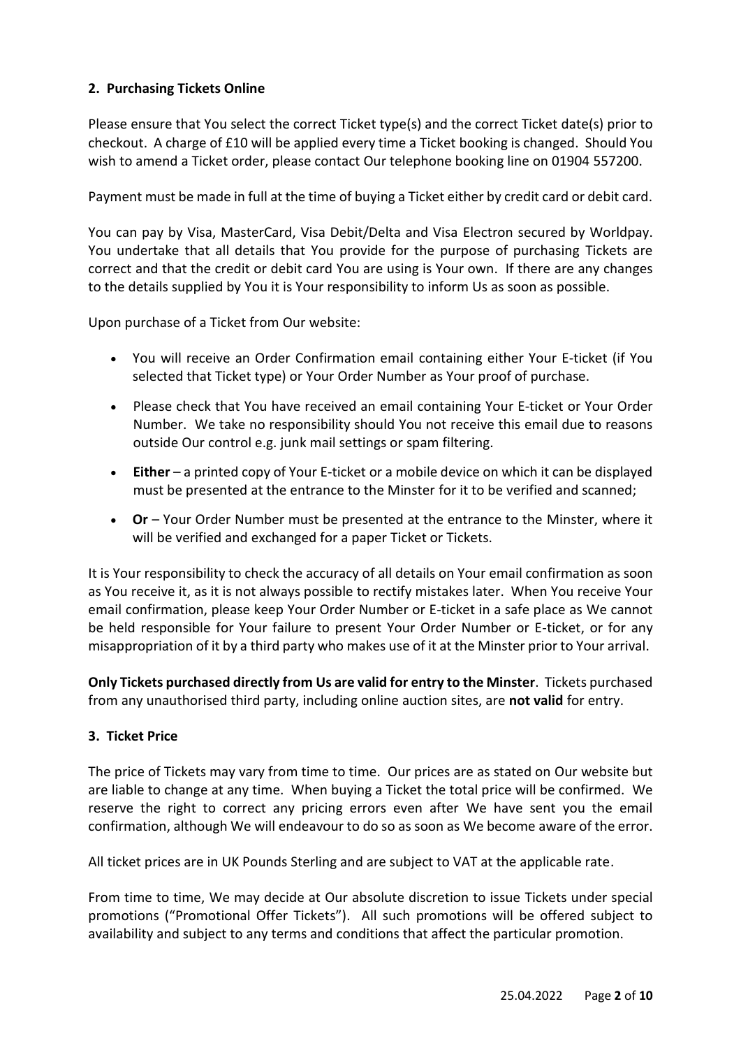## 2. Purchasing Tickets Online

Please ensure that You select the correct Ticket type(s) and the correct Ticket date(s) prior to checkout. A charge of £10 will be applied every time a Ticket booking is changed. Should You wish to amend a Ticket order, please contact Our telephone booking line on 01904 557200.

Payment must be made in full at the time of buying a Ticket either by credit card or debit card.

You can pay by Visa, MasterCard, Visa Debit/Delta and Visa Electron secured by Worldpay. You undertake that all details that You provide for the purpose of purchasing Tickets are correct and that the credit or debit card You are using is Your own. If there are any changes to the details supplied by You it is Your responsibility to inform Us as soon as possible.

Upon purchase of a Ticket from Our website:

- You will receive an Order Confirmation email containing either Your E-ticket (if You selected that Ticket type) or Your Order Number as Your proof of purchase.
- Please check that You have received an email containing Your E-ticket or Your Order Number. We take no responsibility should You not receive this email due to reasons outside Our control e.g. junk mail settings or spam filtering.
- **Either** – a printed copy of Your E-ticket or a mobile device on which it can be displayed must be presented at the entrance to the Minster for it to be verified and scanned;
- **Or** – Your Order Number must be presented at the entrance to the Minster, where it will be verified and exchanged for a paper Ticket or Tickets.

It is Your responsibility to check the accuracy of all details on Your email confirmation as soon as You receive it, as it is not always possible to rectify mistakes later. When You receive Your email confirmation, please keep Your Order Number or E-ticket in a safe place as We cannot be held responsible for Your failure to present Your Order Number or E-ticket, or for any misappropriation of it by a third party who makes use of it at the Minster prior to Your arrival.

**Only Tickets purchased directly from Us are valid for entry to the Minster**. Tickets purchased from any unauthorised third party, including online auction sites, are **not valid** for entry.

## 3. Ticket Price

The price of Tickets may vary from time to time. Our prices are as stated on Our website but are liable to change at any time. When buying a Ticket the total price will be confirmed. We reserve the right to correct any pricing errors even after We have sent you the email confirmation, although We will endeavour to do so as soon as We become aware of the error.

All ticket prices are in UK Pounds Sterling and are subject to VAT at the applicable rate.

From time to time, We may decide at Our absolute discretion to issue Tickets under special promotions ("Promotional Offer Tickets"). All such promotions will be offered subject to availability and subject to any terms and conditions that affect the particular promotion.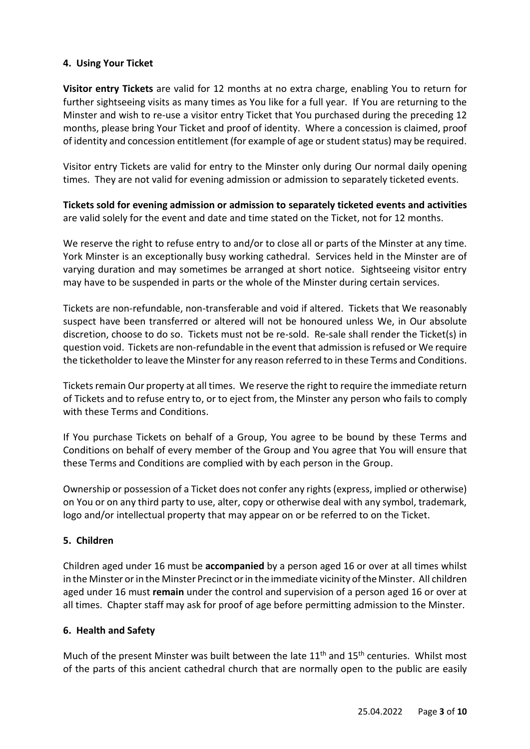## 4. Using Your Ticket

**Visitor entry Tickets** are valid for 12 months at no extra charge, enabling You to return for further sightseeing visits as many times as You like for a full year. If You are returning to the Minster and wish to re-use a visitor entry Ticket that You purchased during the preceding 12 months, please bring Your Ticket and proof of identity. Where a concession is claimed, proof of identity and concession entitlement (for example of age or student status) may be required.

Visitor entry Tickets are valid for entry to the Minster only during Our normal daily opening times. They are not valid for evening admission or admission to separately ticketed events.

**Tickets sold for evening admission or admission to separately ticketed events and activities** are valid solely for the event and date and time stated on the Ticket, not for 12 months.

We reserve the right to refuse entry to and/or to close all or parts of the Minster at any time. York Minster is an exceptionally busy working cathedral. Services held in the Minster are of varying duration and may sometimes be arranged at short notice. Sightseeing visitor entry may have to be suspended in parts or the whole of the Minster during certain services.

Tickets are non-refundable, non-transferable and void if altered. Tickets that We reasonably suspect have been transferred or altered will not be honoured unless We, in Our absolute discretion, choose to do so. Tickets must not be re-sold. Re-sale shall render the Ticket(s) in question void. Tickets are non-refundable in the event that admission is refused or We require the ticketholder to leave the Minster for any reason referred to in these Terms and Conditions.

Tickets remain Our property at all times. We reserve the right to require the immediate return of Tickets and to refuse entry to, or to eject from, the Minster any person who fails to comply with these Terms and Conditions.

If You purchase Tickets on behalf of a Group, You agree to be bound by these Terms and Conditions on behalf of every member of the Group and You agree that You will ensure that these Terms and Conditions are complied with by each person in the Group.

Ownership or possession of a Ticket does not confer any rights (express, implied or otherwise) on You or on any third party to use, alter, copy or otherwise deal with any symbol, trademark, logo and/or intellectual property that may appear on or be referred to on the Ticket.

## 5. Children

Children aged under 16 must be **accompanied** by a person aged 16 or over at all times whilst in the Minster or in the Minster Precinct or in the immediate vicinity of the Minster. All children aged under 16 must **remain** under the control and supervision of a person aged 16 or over at all times. Chapter staff may ask for proof of age before permitting admission to the Minster.

## 6. Health and Safety

Much of the present Minster was built between the late 11th and 15th centuries. Whilst most of the parts of this ancient cathedral church that are normally open to the public are easily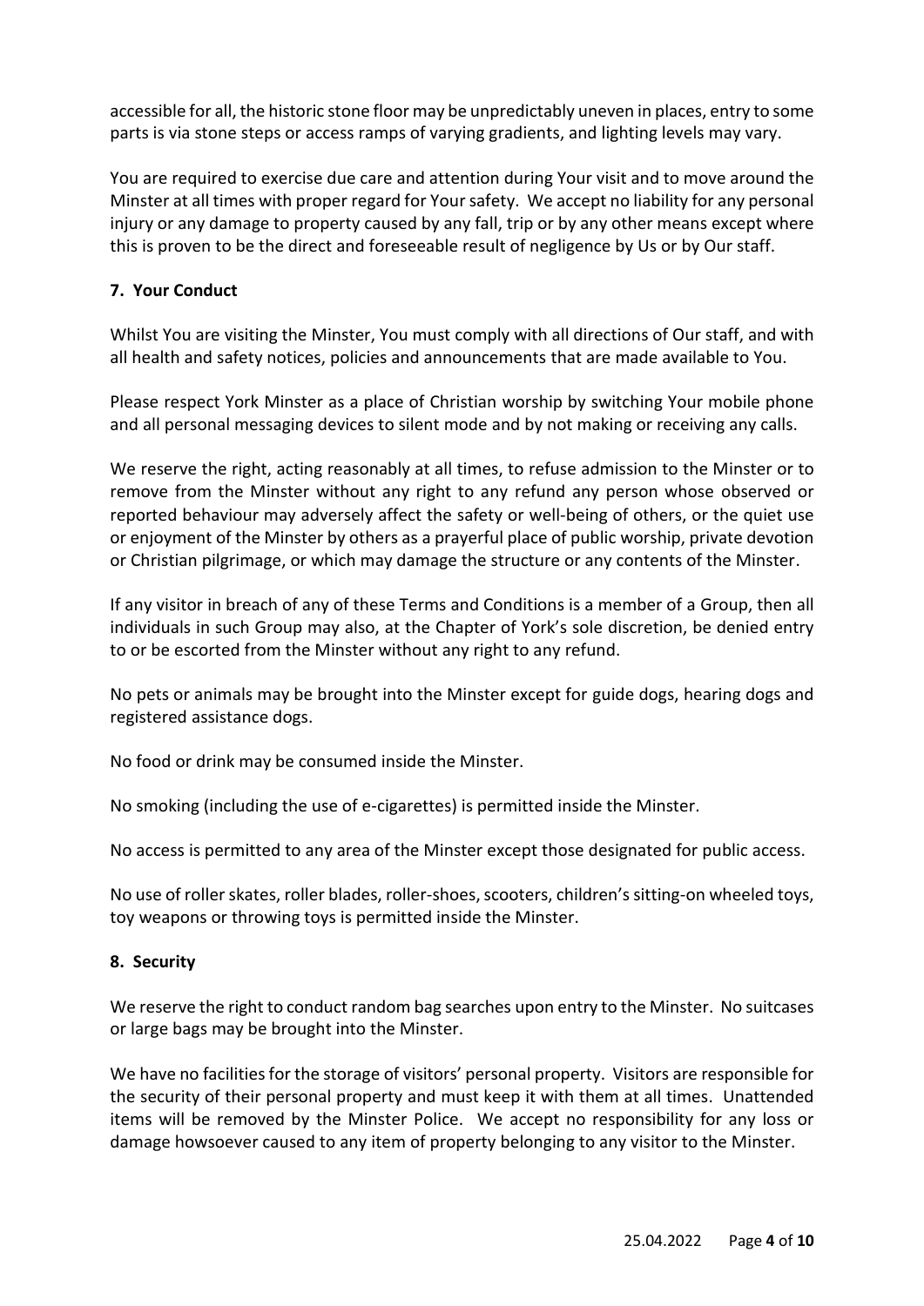accessible for all, the historic stone floor may be unpredictably uneven in places, entry to some parts is via stone steps or access ramps of varying gradients, and lighting levels may vary.

You are required to exercise due care and attention during Your visit and to move around the Minster at all times with proper regard for Your safety. We accept no liability for any personal injury or any damage to property caused by any fall, trip or by any other means except where this is proven to be the direct and foreseeable result of negligence by Us or by Our staff.

### 7. Your Conduct

Whilst You are visiting the Minster, You must comply with all directions of Our staff, and with all health and safety notices, policies and announcements that are made available to You.

Please respect York Minster as a place of Christian worship by switching Your mobile phone and all personal messaging devices to silent mode and by not making or receiving any calls.

We reserve the right, acting reasonably at all times, to refuse admission to the Minster or to remove from the Minster without any right to any refund any person whose observed or reported behaviour may adversely affect the safety or well-being of others, or the quiet use or enjoyment of the Minster by others as a prayerful place of public worship, private devotion or Christian pilgrimage, or which may damage the structure or any contents of the Minster.

If any visitor in breach of any of these Terms and Conditions is a member of a Group, then all individuals in such Group may also, at the Chapter of York's sole discretion, be denied entry to or be escorted from the Minster without any right to any refund.

No pets or animals may be brought into the Minster except for guide dogs, hearing dogs and registered assistance dogs.

No food or drink may be consumed inside the Minster.

No smoking (including the use of e-cigarettes) is permitted inside the Minster.

No access is permitted to any area of the Minster except those designated for public access.

No use of roller skates, roller blades, roller-shoes, scooters, children's sitting-on wheeled toys, toy weapons or throwing toys is permitted inside the Minster.

### 8. Security

We reserve the right to conduct random bag searches upon entry to the Minster. No suitcases or large bags may be brought into the Minster.

We have no facilities for the storage of visitors' personal property. Visitors are responsible for the security of their personal property and must keep it with them at all times. Unattended items will be removed by the Minster Police. We accept no responsibility for any loss or damage howsoever caused to any item of property belonging to any visitor to the Minster.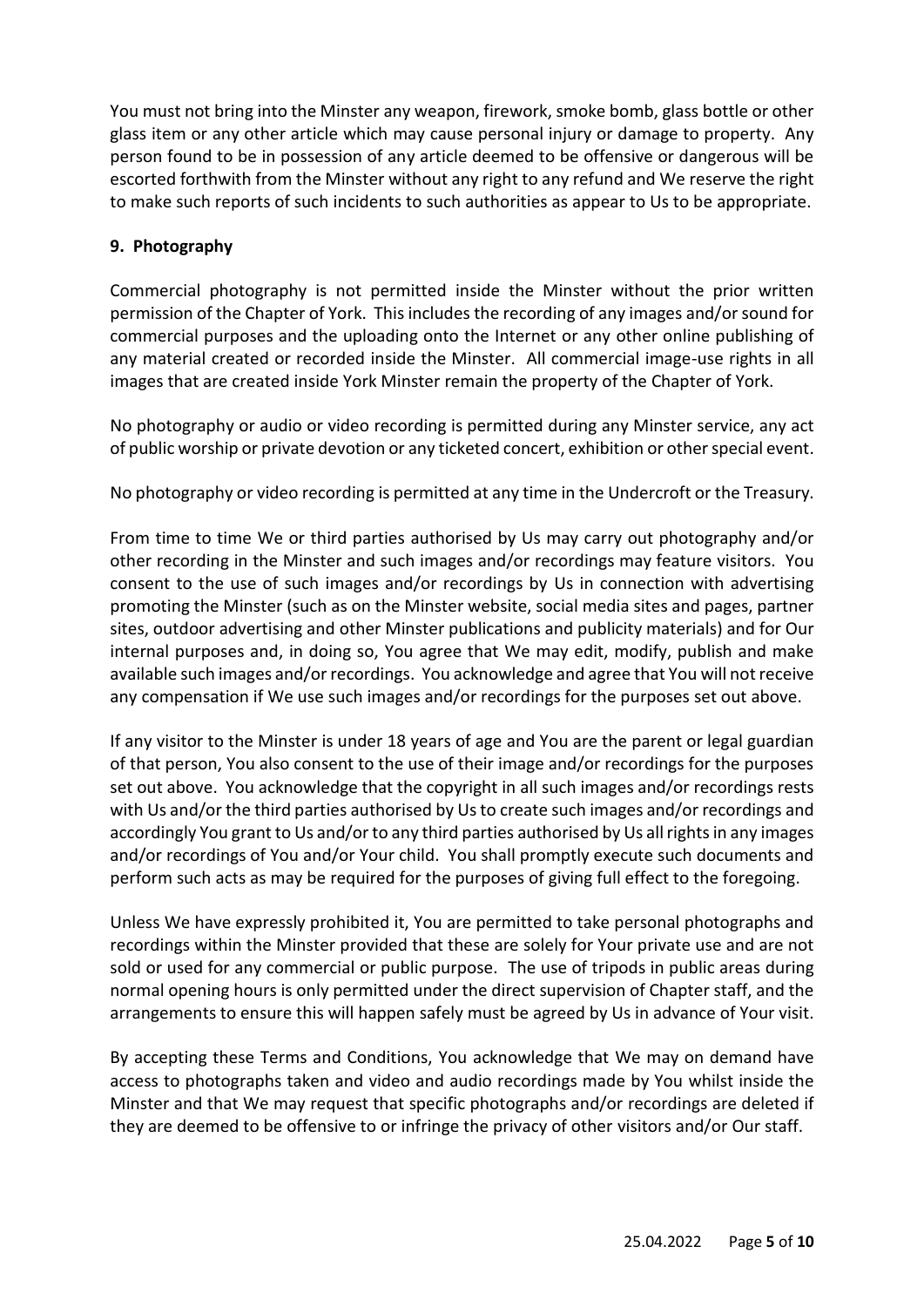You must not bring into the Minster any weapon, firework, smoke bomb, glass bottle or other glass item or any other article which may cause personal injury or damage to property. Any person found to be in possession of any article deemed to be offensive or dangerous will be escorted forthwith from the Minster without any right to any refund and We reserve the right to make such reports of such incidents to such authorities as appear to Us to be appropriate.

## 9. Photography

Commercial photography is not permitted inside the Minster without the prior written permission of the Chapter of York. This includes the recording of any images and/or sound for commercial purposes and the uploading onto the Internet or any other online publishing of any material created or recorded inside the Minster. All commercial image-use rights in all images that are created inside York Minster remain the property of the Chapter of York.

No photography or audio or video recording is permitted during any Minster service, any act of public worship or private devotion or any ticketed concert, exhibition or other special event.

No photography or video recording is permitted at any time in the Undercroft or the Treasury.

From time to time We or third parties authorised by Us may carry out photography and/or other recording in the Minster and such images and/or recordings may feature visitors. You consent to the use of such images and/or recordings by Us in connection with advertising promoting the Minster (such as on the Minster website, social media sites and pages, partner sites, outdoor advertising and other Minster publications and publicity materials) and for Our internal purposes and, in doing so, You agree that We may edit, modify, publish and make available such images and/or recordings. You acknowledge and agree that You will not receive any compensation if We use such images and/or recordings for the purposes set out above.

If any visitor to the Minster is under 18 years of age and You are the parent or legal guardian of that person, You also consent to the use of their image and/or recordings for the purposes set out above. You acknowledge that the copyright in all such images and/or recordings rests with Us and/or the third parties authorised by Us to create such images and/or recordings and accordingly You grant to Us and/or to any third parties authorised by Us all rights in any images and/or recordings of You and/or Your child. You shall promptly execute such documents and perform such acts as may be required for the purposes of giving full effect to the foregoing.

Unless We have expressly prohibited it, You are permitted to take personal photographs and recordings within the Minster provided that these are solely for Your private use and are not sold or used for any commercial or public purpose. The use of tripods in public areas during normal opening hours is only permitted under the direct supervision of Chapter staff, and the arrangements to ensure this will happen safely must be agreed by Us in advance of Your visit.

By accepting these Terms and Conditions, You acknowledge that We may on demand have access to photographs taken and video and audio recordings made by You whilst inside the Minster and that We may request that specific photographs and/or recordings are deleted if they are deemed to be offensive to or infringe the privacy of other visitors and/or Our staff.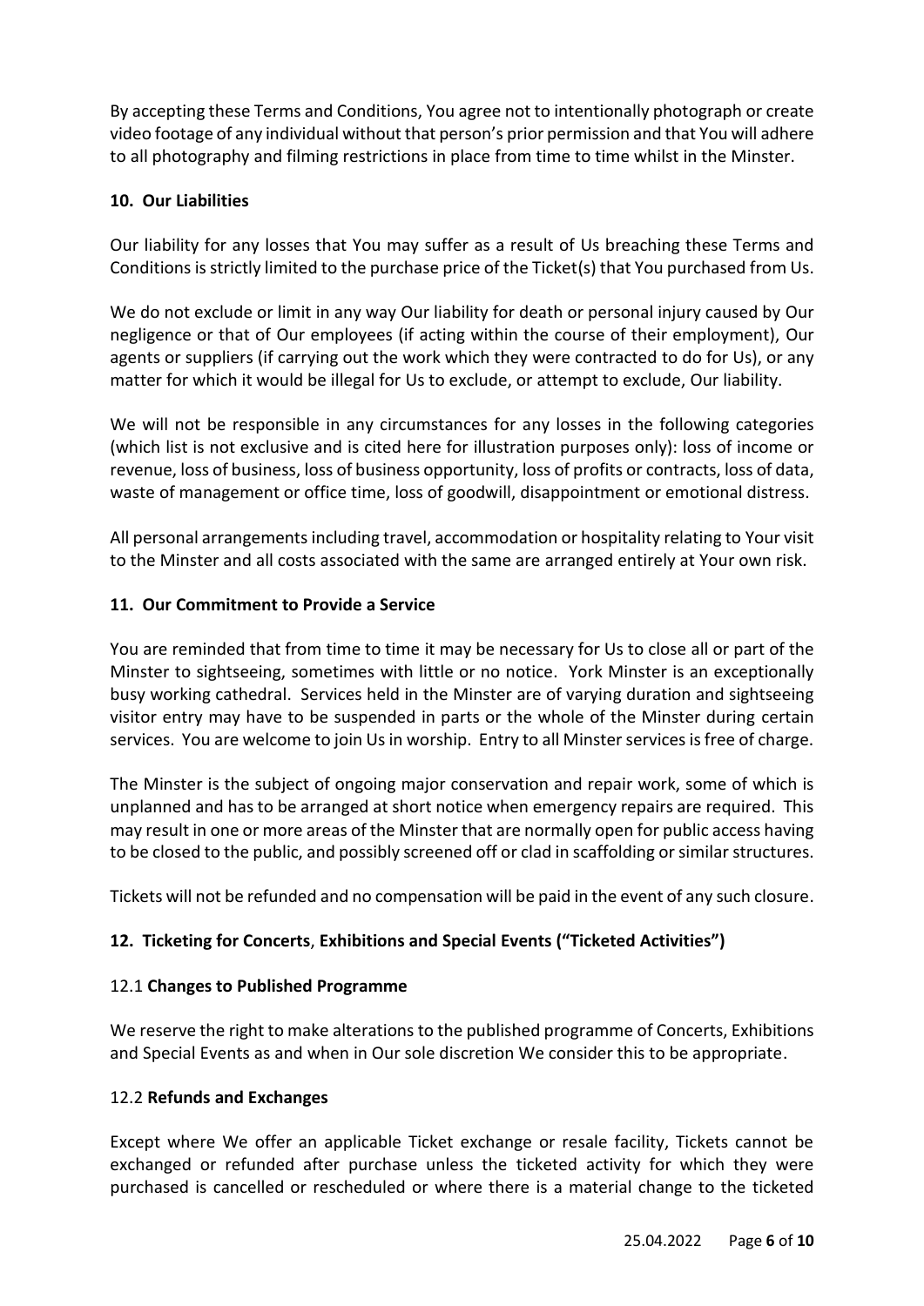By accepting these Terms and Conditions, You agree not to intentionally photograph or create video footage of any individual without that person's prior permission and that You will adhere to all photography and filming restrictions in place from time to time whilst in the Minster.

## 10. Our Liabilities

Our liability for any losses that You may suffer as a result of Us breaching these Terms and Conditions is strictly limited to the purchase price of the Ticket(s) that You purchased from Us.

We do not exclude or limit in any way Our liability for death or personal injury caused by Our negligence or that of Our employees (if acting within the course of their employment), Our agents or suppliers (if carrying out the work which they were contracted to do for Us), or any matter for which it would be illegal for Us to exclude, or attempt to exclude, Our liability.

We will not be responsible in any circumstances for any losses in the following categories (which list is not exclusive and is cited here for illustration purposes only): loss of income or revenue, loss of business, loss of business opportunity, loss of profits or contracts, loss of data, waste of management or office time, loss of goodwill, disappointment or emotional distress.

All personal arrangements including travel, accommodation or hospitality relating to Your visit to the Minster and all costs associated with the same are arranged entirely at Your own risk.

## 11. Our Commitment to Provide a Service

You are reminded that from time to time it may be necessary for Us to close all or part of the Minster to sightseeing, sometimes with little or no notice. York Minster is an exceptionally busy working cathedral. Services held in the Minster are of varying duration and sightseeing visitor entry may have to be suspended in parts or the whole of the Minster during certain services. You are welcome to join Us in worship. Entry to all Minster services is free of charge.

The Minster is the subject of ongoing major conservation and repair work, some of which is unplanned and has to be arranged at short notice when emergency repairs are required. This may result in one or more areas of the Minster that are normally open for public access having to be closed to the public, and possibly screened off or clad in scaffolding or similar structures.

Tickets will not be refunded and no compensation will be paid in the event of any such closure.

## 12. Ticketing for Concerts, Exhibitions and Special Events ("Ticketed Activities")

### 12.1 Changes to Published Programme

We reserve the right to make alterations to the published programme of Concerts, Exhibitions and Special Events as and when in Our sole discretion We consider this to be appropriate.

### 12.2 Refunds and Exchanges

Except where We offer an applicable Ticket exchange or resale facility, Tickets cannot be exchanged or refunded after purchase unless the ticketed activity for which they were purchased is cancelled or rescheduled or where there is a material change to the ticketed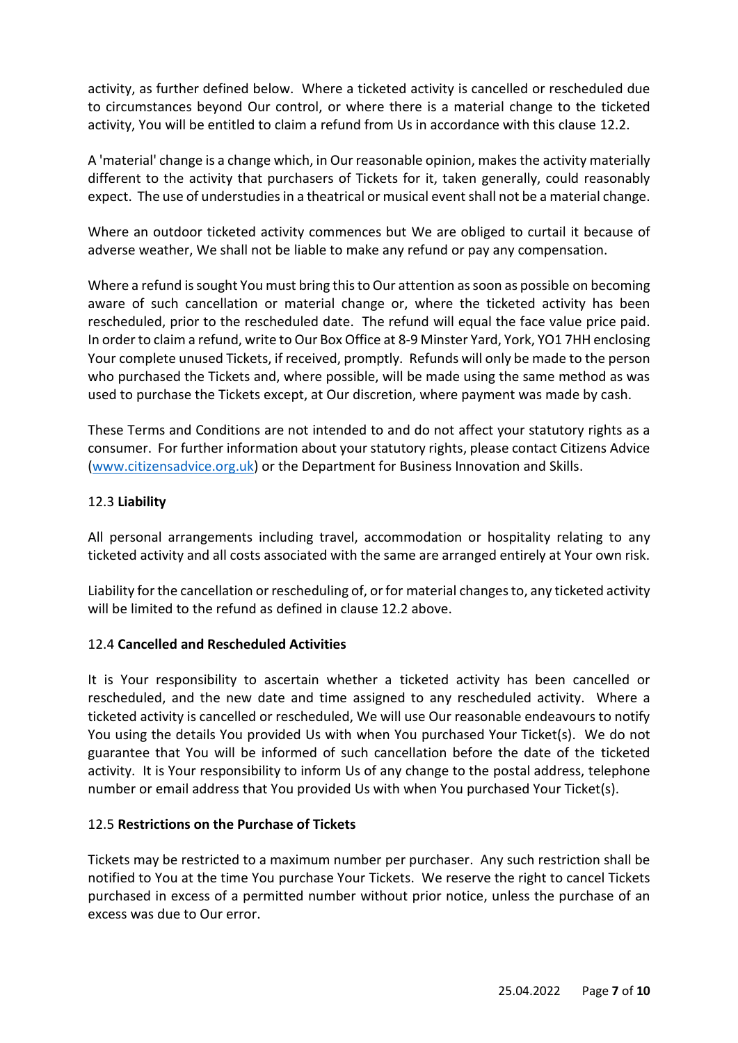activity, as further defined below. Where a ticketed activity is cancelled or rescheduled due to circumstances beyond Our control, or where there is a material change to the ticketed activity, You will be entitled to claim a refund from Us in accordance with this clause 12.2.

A 'material' change is a change which, in Our reasonable opinion, makes the activity materially different to the activity that purchasers of Tickets for it, taken generally, could reasonably expect. The use of understudies in a theatrical or musical event shall not be a material change.

Where an outdoor ticketed activity commences but We are obliged to curtail it because of adverse weather, We shall not be liable to make any refund or pay any compensation.

Where a refund is sought You must bring this to Our attention as soon as possible on becoming aware of such cancellation or material change or, where the ticketed activity has been rescheduled, prior to the rescheduled date. The refund will equal the face value price paid. In order to claim a refund, write to Our Box Office at 8-9 Minster Yard, York, YO1 7HH enclosing Your complete unused Tickets, if received, promptly. Refunds will only be made to the person who purchased the Tickets and, where possible, will be made using the same method as was used to purchase the Tickets except, at Our discretion, where payment was made by cash.

These Terms and Conditions are not intended to and do not affect your statutory rights as a consumer. For further information about your statutory rights, please contact Citizens Advice ([www.citizensadvice.org.uk](http://www.citizensadvice.org.uk)) or the Department for Business Innovation and Skills.

### 12.3 **Liability**

All personal arrangements including travel, accommodation or hospitality relating to any ticketed activity and all costs associated with the same are arranged entirely at Your own risk.

Liability for the cancellation or rescheduling of, or for material changes to, any ticketed activity will be limited to the refund as defined in clause 12.2 above.

### 12.4 **Cancelled and Rescheduled Activities**

It is Your responsibility to ascertain whether a ticketed activity has been cancelled or rescheduled, and the new date and time assigned to any rescheduled activity. Where a ticketed activity is cancelled or rescheduled, We will use Our reasonable endeavours to notify You using the details You provided Us with when You purchased Your Ticket(s). We do not guarantee that You will be informed of such cancellation before the date of the ticketed activity. It is Your responsibility to inform Us of any change to the postal address, telephone number or email address that You provided Us with when You purchased Your Ticket(s).

### 12.5 **Restrictions on the Purchase of Tickets**

Tickets may be restricted to a maximum number per purchaser. Any such restriction shall be notified to You at the time You purchase Your Tickets. We reserve the right to cancel Tickets purchased in excess of a permitted number without prior notice, unless the purchase of an excess was due to Our error.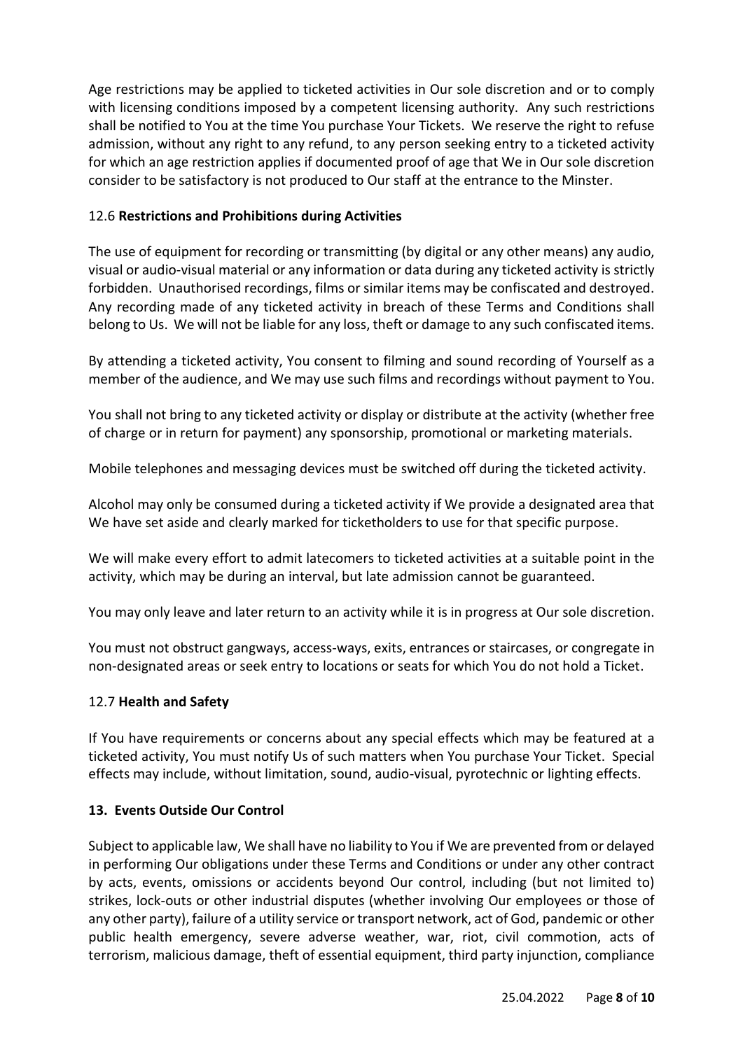Age restrictions may be applied to ticketed activities in Our sole discretion and or to comply with licensing conditions imposed by a competent licensing authority. Any such restrictions shall be notified to You at the time You purchase Your Tickets. We reserve the right to refuse admission, without any right to any refund, to any person seeking entry to a ticketed activity for which an age restriction applies if documented proof of age that We in Our sole discretion consider to be satisfactory is not produced to Our staff at the entrance to the Minster.

### 12.6 **Restrictions and Prohibitions during Activities**

The use of equipment for recording or transmitting (by digital or any other means) any audio, visual or audio-visual material or any information or data during any ticketed activity is strictly forbidden. Unauthorised recordings, films or similar items may be confiscated and destroyed. Any recording made of any ticketed activity in breach of these Terms and Conditions shall belong to Us. We will not be liable for any loss, theft or damage to any such confiscated items.

By attending a ticketed activity, You consent to filming and sound recording of Yourself as a member of the audience, and We may use such films and recordings without payment to You.

You shall not bring to any ticketed activity or display or distribute at the activity (whether free of charge or in return for payment) any sponsorship, promotional or marketing materials.

Mobile telephones and messaging devices must be switched off during the ticketed activity.

Alcohol may only be consumed during a ticketed activity if We provide a designated area that We have set aside and clearly marked for ticketholders to use for that specific purpose.

We will make every effort to admit latecomers to ticketed activities at a suitable point in the activity, which may be during an interval, but late admission cannot be guaranteed.

You may only leave and later return to an activity while it is in progress at Our sole discretion.

You must not obstruct gangways, access-ways, exits, entrances or staircases, or congregate in non-designated areas or seek entry to locations or seats for which You do not hold a Ticket.

### 12.7 **Health and Safety**

If You have requirements or concerns about any special effects which may be featured at a ticketed activity, You must notify Us of such matters when You purchase Your Ticket. Special effects may include, without limitation, sound, audio-visual, pyrotechnic or lighting effects.

## **13. Events Outside Our Control**

Subject to applicable law, We shall have no liability to You if We are prevented from or delayed in performing Our obligations under these Terms and Conditions or under any other contract by acts, events, omissions or accidents beyond Our control, including (but not limited to) strikes, lock-outs or other industrial disputes (whether involving Our employees or those of any other party), failure of a utility service or transport network, act of God, pandemic or other public health emergency, severe adverse weather, war, riot, civil commotion, acts of terrorism, malicious damage, theft of essential equipment, third party injunction, compliance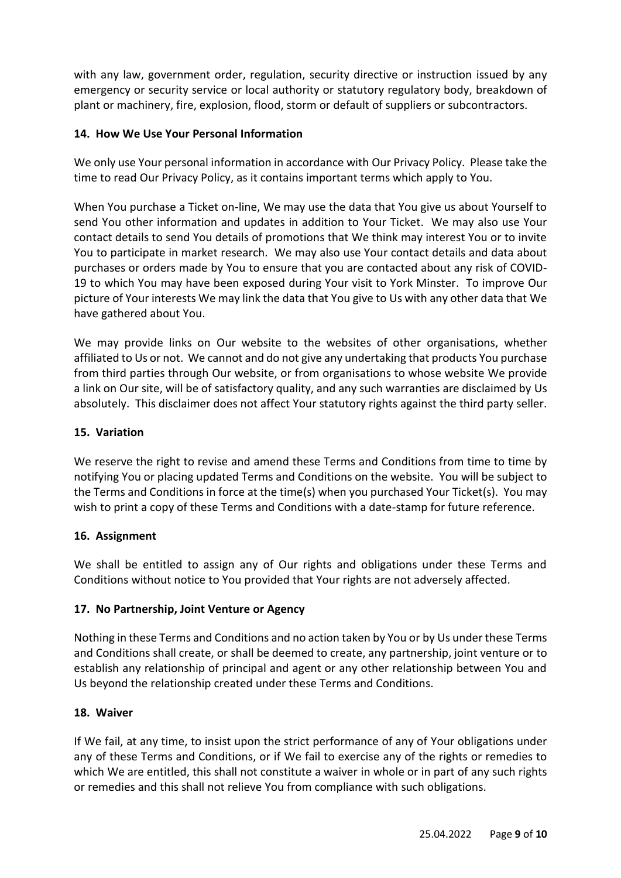with any law, government order, regulation, security directive or instruction issued by any emergency or security service or local authority or statutory regulatory body, breakdown of plant or machinery, fire, explosion, flood, storm or default of suppliers or subcontractors.

### 14. How We Use Your Personal Information

We only use Your personal information in accordance with Our Privacy Policy. Please take the time to read Our Privacy Policy, as it contains important terms which apply to You.

When You purchase a Ticket on-line, We may use the data that You give us about Yourself to send You other information and updates in addition to Your Ticket. We may also use Your contact details to send You details of promotions that We think may interest You or to invite You to participate in market research. We may also use Your contact details and data about purchases or orders made by You to ensure that you are contacted about any risk of COVID-19 to which You may have been exposed during Your visit to York Minster. To improve Our picture of Your interests We may link the data that You give to Us with any other data that We have gathered about You.

We may provide links on Our website to the websites of other organisations, whether affiliated to Us or not. We cannot and do not give any undertaking that products You purchase from third parties through Our website, or from organisations to whose website We provide a link on Our site, will be of satisfactory quality, and any such warranties are disclaimed by Us absolutely. This disclaimer does not affect Your statutory rights against the third party seller.

### 15. Variation

We reserve the right to revise and amend these Terms and Conditions from time to time by notifying You or placing updated Terms and Conditions on the website. You will be subject to the Terms and Conditions in force at the time(s) when you purchased Your Ticket(s). You may wish to print a copy of these Terms and Conditions with a date-stamp for future reference.

### 16. Assignment

We shall be entitled to assign any of Our rights and obligations under these Terms and Conditions without notice to You provided that Your rights are not adversely affected.

### 17. No Partnership, Joint Venture or Agency

Nothing in these Terms and Conditions and no action taken by You or by Us under these Terms and Conditions shall create, or shall be deemed to create, any partnership, joint venture or to establish any relationship of principal and agent or any other relationship between You and Us beyond the relationship created under these Terms and Conditions.

### 18. Waiver

If We fail, at any time, to insist upon the strict performance of any of Your obligations under any of these Terms and Conditions, or if We fail to exercise any of the rights or remedies to which We are entitled, this shall not constitute a waiver in whole or in part of any such rights or remedies and this shall not relieve You from compliance with such obligations.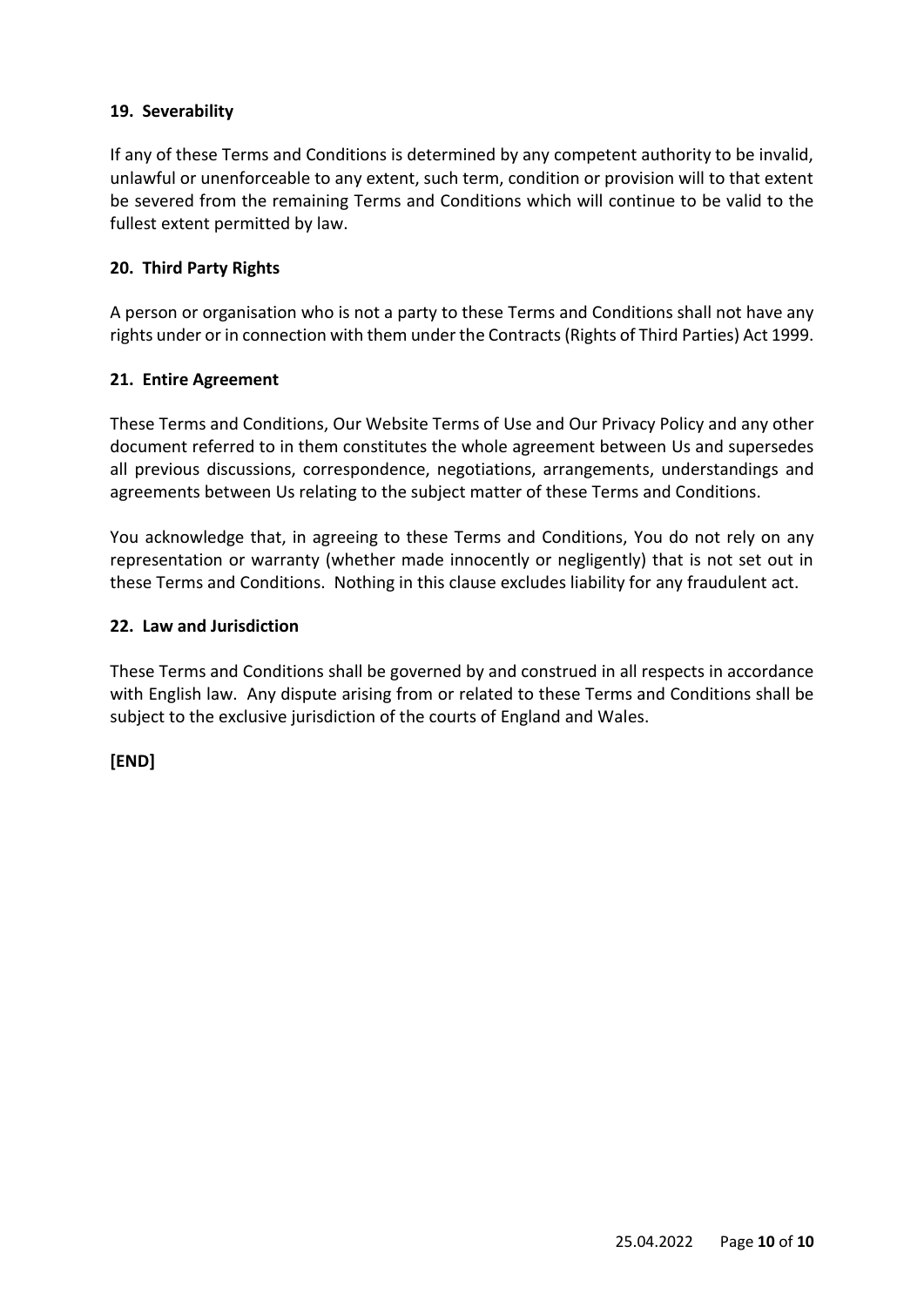## 19. Severability

If any of these Terms and Conditions is determined by any competent authority to be invalid, unlawful or unenforceable to any extent, such term, condition or provision will to that extent be severed from the remaining Terms and Conditions which will continue to be valid to the fullest extent permitted by law.

## 20. Third Party Rights

A person or organisation who is not a party to these Terms and Conditions shall not have any rights under or in connection with them under the Contracts (Rights of Third Parties) Act 1999.

## 21. Entire Agreement

These Terms and Conditions, Our Website Terms of Use and Our Privacy Policy and any other document referred to in them constitutes the whole agreement between Us and supersedes all previous discussions, correspondence, negotiations, arrangements, understandings and agreements between Us relating to the subject matter of these Terms and Conditions.

You acknowledge that, in agreeing to these Terms and Conditions, You do not rely on any representation or warranty (whether made innocently or negligently) that is not set out in these Terms and Conditions. Nothing in this clause excludes liability for any fraudulent act.

## 22. Law and Jurisdiction

These Terms and Conditions shall be governed by and construed in all respects in accordance with English law. Any dispute arising from or related to these Terms and Conditions shall be subject to the exclusive jurisdiction of the courts of England and Wales.

**[END]**

25.04.2022